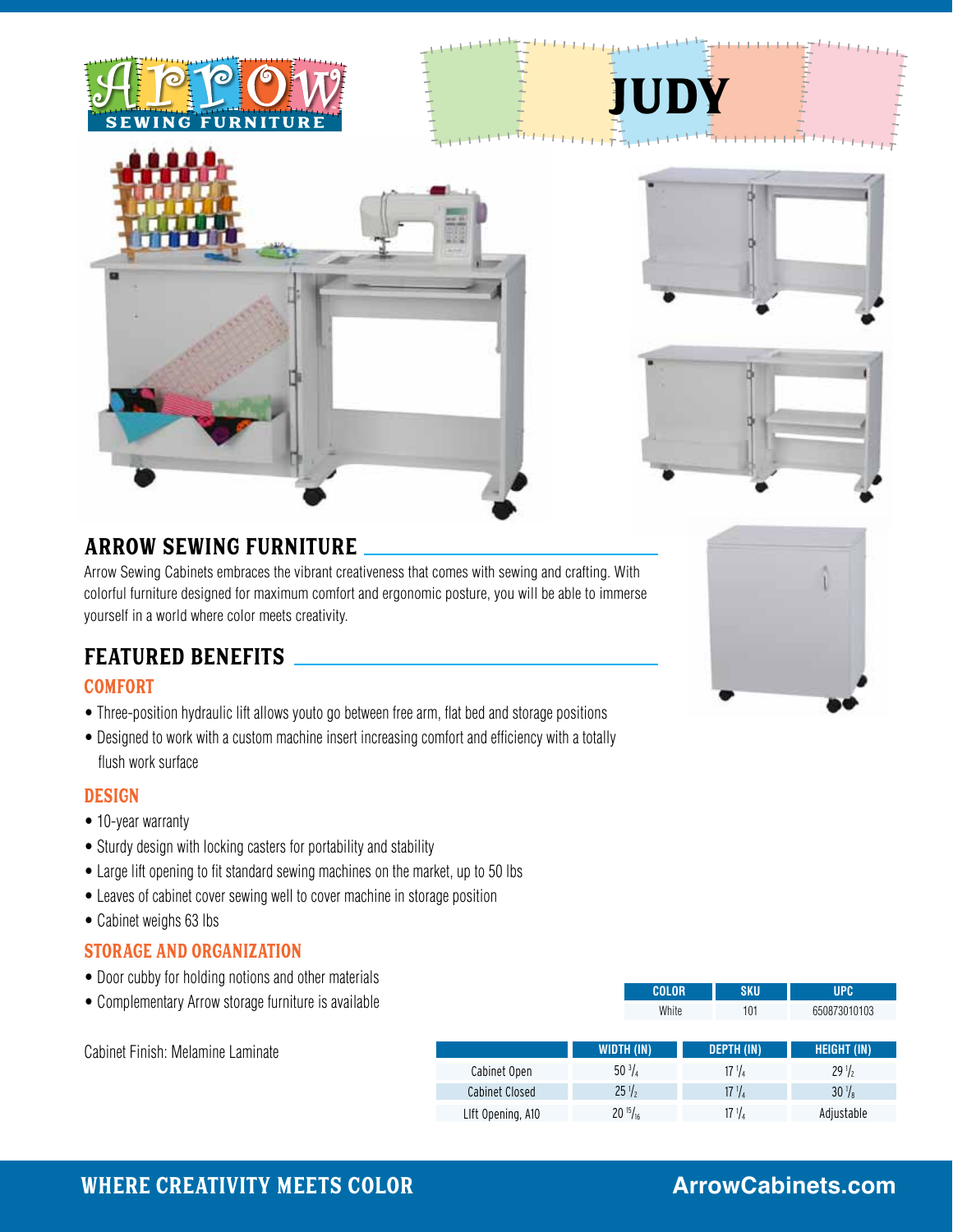Arrow SEWING FURNITURE

# JUDY

## ARROW SEWING FURNITURE

Arrow Sewing Cabinets embraces the vibrant creativeness that comes with sewing and crafting. With colorful furniture designed for maximum comfort and ergonomic posture, you will be able to immerse yourself in a world where color meets creativity.

## FEATURED BENEFITS

### COMFORT

- Three-position hydraulic lift allows youto go between free arm, flat bed and storage positions
- Designed to work with a custom machine insert increasing comfort and efficiency with a totally flush work surface

### DESIGN

- 10-year warranty
- Sturdy design with locking casters for portability and stability
- Large lift opening to fit standard sewing machines on the market, up to 50 lbs
- Leaves of cabinet cover sewing well to cover machine in storage position
- Cabinet weighs 63 lbs

### STORAGE AND ORGANIZATION

- Door cubby for holding notions and other materials
- Complementary Arrow storage furniture is available

Cabinet Finish: Melamine Laminate

| COLOR | SKU | UPC |
|---|---|---|
| White | 101 | 650873010103 |

| | WIDTH (IN) | DEPTH (IN) | HEIGHT (IN) |
|---|---|---|---|
| Cabinet Open | 50 3/4 | 17 1/4 | 29 1/2 |
| Cabinet Closed | 25 1/2 | 17 1/4 | 30 1/8 |
| Lift Opening, A10 | 20 15/16 | 17 1/4 | Adjustable |

WHERE CREATIVITY MEETS COLOR

ArrowCabinets.com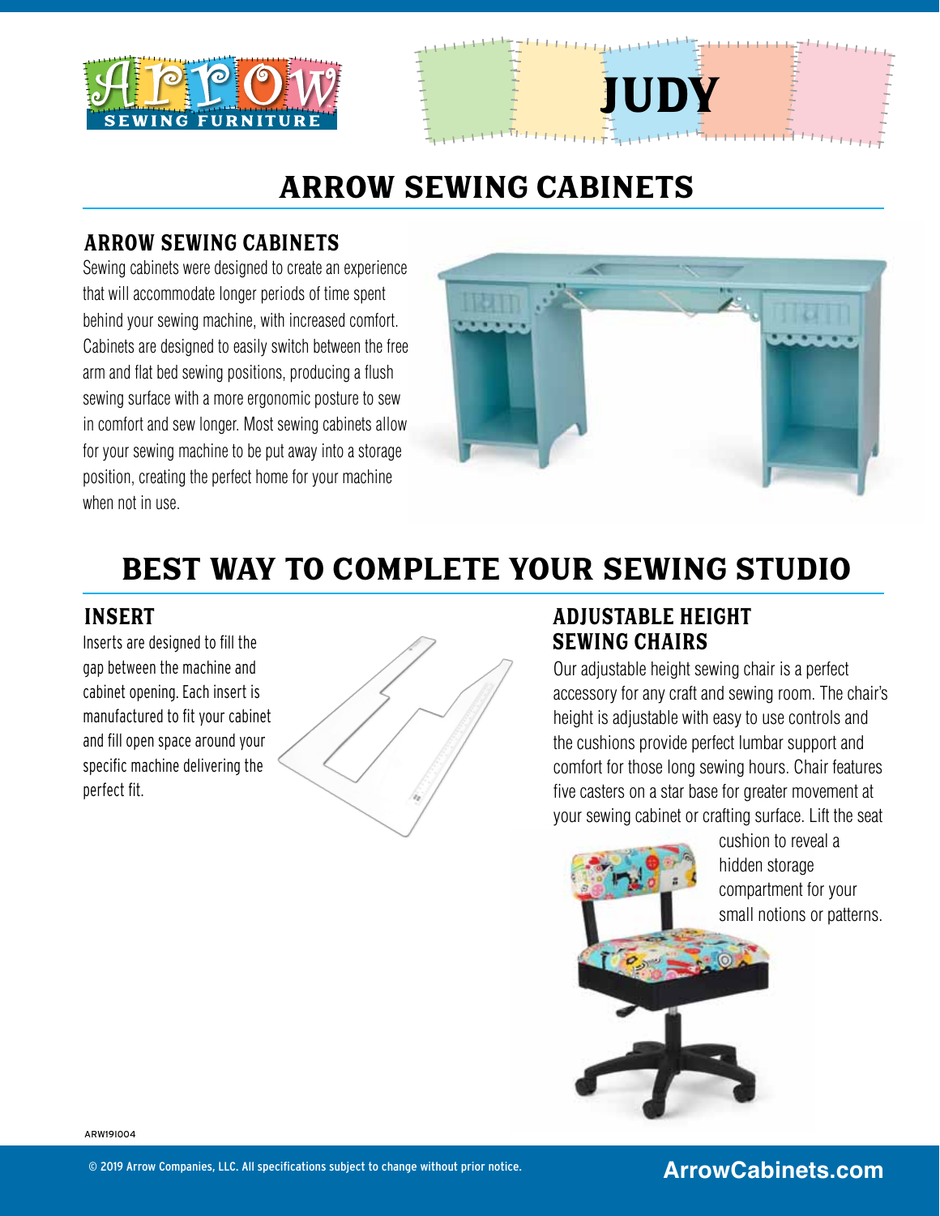# ARROW SEWING CABINETS

## ARROW SEWING CABINETS

Sewing cabinets were designed to create an experience that will accommodate longer periods of time spent behind your sewing machine, with increased comfort. Cabinets are designed to easily switch between the free arm and flat bed sewing positions, producing a flush sewing surface with a more ergonomic posture to sew in comfort and sew longer. Most sewing cabinets allow for your sewing machine to be put away into a storage position, creating the perfect home for your machine when not in use.

# BEST WAY TO COMPLETE YOUR SEWING STUDIO

## INSERT

Inserts are designed to fill the gap between the machine and cabinet opening. Each insert is manufactured to fit your cabinet and fill open space around your specific machine delivering the perfect fit.

## ADJUSTABLE HEIGHT SEWING CHAIRS

Our adjustable height sewing chair is a perfect accessory for any craft and sewing room. The chair's height is adjustable with easy to use controls and the cushions provide perfect lumbar support and comfort for those long sewing hours. Chair features five casters on a star base for greater movement at your sewing cabinet or crafting surface. Lift the seat cushion to reveal a hidden storage compartment for your small notions or patterns.

ARW191004

© 2019 Arrow Companies, LLC. All specifications subject to change without prior notice.

ArrowCabinets.com